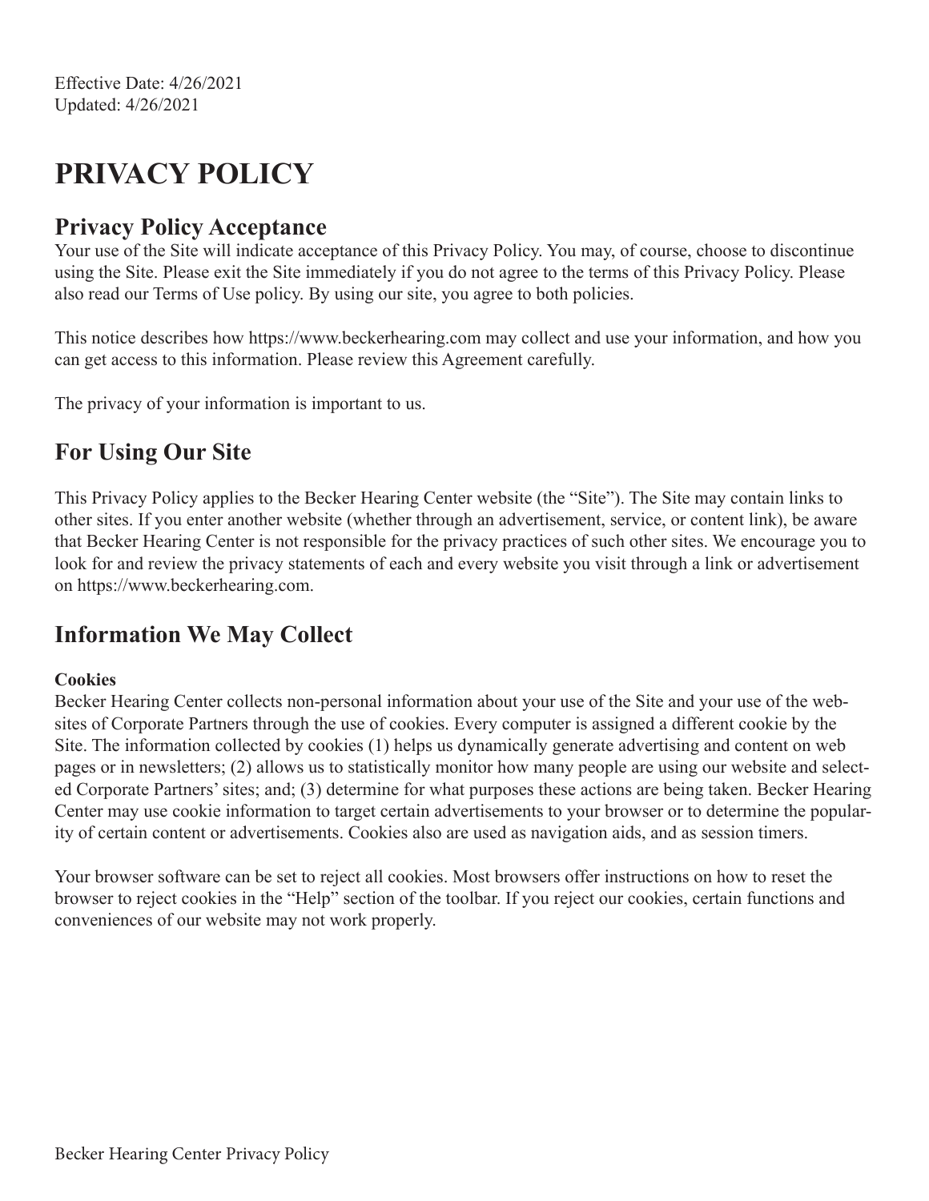Effective Date: 4/26/2021
Updated: 4/26/2021

# PRIVACY POLICY

## Privacy Policy Acceptance

Your use of the Site will indicate acceptance of this Privacy Policy. You may, of course, choose to discontinue using the Site. Please exit the Site immediately if you do not agree to the terms of this Privacy Policy. Please also read our Terms of Use policy. By using our site, you agree to both policies.

This notice describes how https://www.beckerhearing.com may collect and use your information, and how you can get access to this information. Please review this Agreement carefully.

The privacy of your information is important to us.

## For Using Our Site

This Privacy Policy applies to the Becker Hearing Center website (the "Site"). The Site may contain links to other sites. If you enter another website (whether through an advertisement, service, or content link), be aware that Becker Hearing Center is not responsible for the privacy practices of such other sites. We encourage you to look for and review the privacy statements of each and every website you visit through a link or advertisement on https://www.beckerhearing.com.

## Information We May Collect

**Cookies**

Becker Hearing Center collects non-personal information about your use of the Site and your use of the websites of Corporate Partners through the use of cookies. Every computer is assigned a different cookie by the Site. The information collected by cookies (1) helps us dynamically generate advertising and content on web pages or in newsletters; (2) allows us to statistically monitor how many people are using our website and selected Corporate Partners' sites; and; (3) determine for what purposes these actions are being taken. Becker Hearing Center may use cookie information to target certain advertisements to your browser or to determine the popularity of certain content or advertisements. Cookies also are used as navigation aids, and as session timers.

Your browser software can be set to reject all cookies. Most browsers offer instructions on how to reset the browser to reject cookies in the "Help" section of the toolbar. If you reject our cookies, certain functions and conveniences of our website may not work properly.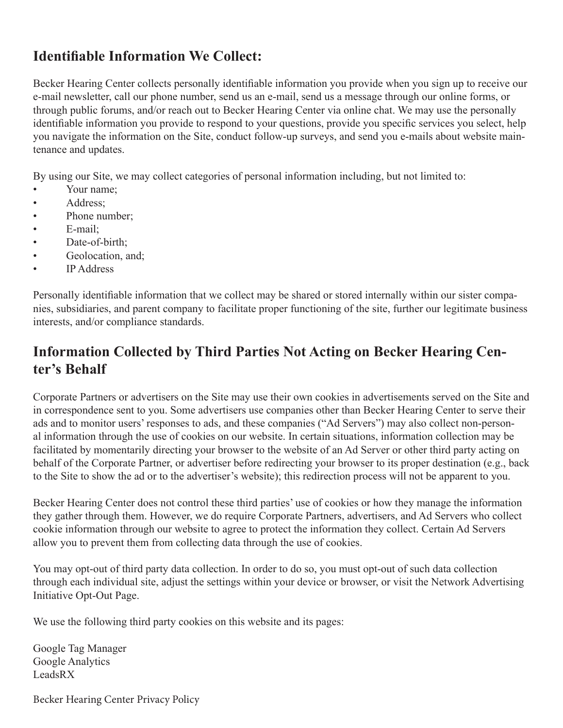## Identifiable Information We Collect:

Becker Hearing Center collects personally identifiable information you provide when you sign up to receive our e-mail newsletter, call our phone number, send us an e-mail, send us a message through our online forms, or through public forums, and/or reach out to Becker Hearing Center via online chat. We may use the personally identifiable information you provide to respond to your questions, provide you specific services you select, help you navigate the information on the Site, conduct follow-up surveys, and send you e-mails about website maintenance and updates.

By using our Site, we may collect categories of personal information including, but not limited to:

- Your name;
- Address;
- Phone number;
- E-mail;
- Date-of-birth;
- Geolocation, and;
- IP Address

Personally identifiable information that we collect may be shared or stored internally within our sister companies, subsidiaries, and parent company to facilitate proper functioning of the site, further our legitimate business interests, and/or compliance standards.

## Information Collected by Third Parties Not Acting on Becker Hearing Center's Behalf

Corporate Partners or advertisers on the Site may use their own cookies in advertisements served on the Site and in correspondence sent to you. Some advertisers use companies other than Becker Hearing Center to serve their ads and to monitor users' responses to ads, and these companies ("Ad Servers") may also collect non-personal information through the use of cookies on our website. In certain situations, information collection may be facilitated by momentarily directing your browser to the website of an Ad Server or other third party acting on behalf of the Corporate Partner, or advertiser before redirecting your browser to its proper destination (e.g., back to the Site to show the ad or to the advertiser's website); this redirection process will not be apparent to you.

Becker Hearing Center does not control these third parties' use of cookies or how they manage the information they gather through them. However, we do require Corporate Partners, advertisers, and Ad Servers who collect cookie information through our website to agree to protect the information they collect. Certain Ad Servers allow you to prevent them from collecting data through the use of cookies.

You may opt-out of third party data collection. In order to do so, you must opt-out of such data collection through each individual site, adjust the settings within your device or browser, or visit the Network Advertising Initiative Opt-Out Page.

We use the following third party cookies on this website and its pages:

Google Tag Manager
Google Analytics
LeadsRX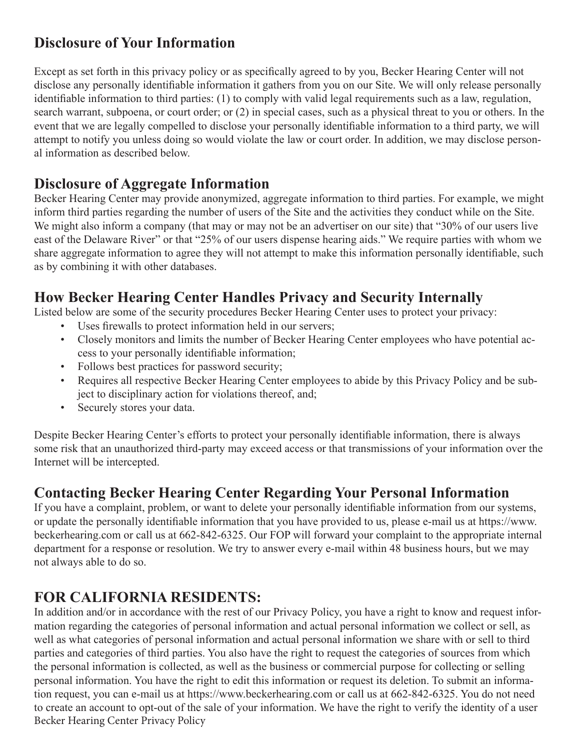## Disclosure of Your Information

Except as set forth in this privacy policy or as specifically agreed to by you, Becker Hearing Center will not disclose any personally identifiable information it gathers from you on our Site. We will only release personally identifiable information to third parties: (1) to comply with valid legal requirements such as a law, regulation, search warrant, subpoena, or court order; or (2) in special cases, such as a physical threat to you or others. In the event that we are legally compelled to disclose your personally identifiable information to a third party, we will attempt to notify you unless doing so would violate the law or court order. In addition, we may disclose personal information as described below.

## Disclosure of Aggregate Information

Becker Hearing Center may provide anonymized, aggregate information to third parties. For example, we might inform third parties regarding the number of users of the Site and the activities they conduct while on the Site. We might also inform a company (that may or may not be an advertiser on our site) that "30% of our users live east of the Delaware River" or that "25% of our users dispense hearing aids." We require parties with whom we share aggregate information to agree they will not attempt to make this information personally identifiable, such as by combining it with other databases.

## How Becker Hearing Center Handles Privacy and Security Internally

Listed below are some of the security procedures Becker Hearing Center uses to protect your privacy:

- Uses firewalls to protect information held in our servers;
- Closely monitors and limits the number of Becker Hearing Center employees who have potential access to your personally identifiable information;
- Follows best practices for password security;
- Requires all respective Becker Hearing Center employees to abide by this Privacy Policy and be subject to disciplinary action for violations thereof, and;
- Securely stores your data.

Despite Becker Hearing Center's efforts to protect your personally identifiable information, there is always some risk that an unauthorized third-party may exceed access or that transmissions of your information over the Internet will be intercepted.

## Contacting Becker Hearing Center Regarding Your Personal Information

If you have a complaint, problem, or want to delete your personally identifiable information from our systems, or update the personally identifiable information that you have provided to us, please e-mail us at https://www.beckerhearing.com or call us at 662-842-6325. Our FOP will forward your complaint to the appropriate internal department for a response or resolution. We try to answer every e-mail within 48 business hours, but we may not always able to do so.

## FOR CALIFORNIA RESIDENTS:

In addition and/or in accordance with the rest of our Privacy Policy, you have a right to know and request information regarding the categories of personal information and actual personal information we collect or sell, as well as what categories of personal information and actual personal information we share with or sell to third parties and categories of third parties. You also have the right to request the categories of sources from which the personal information is collected, as well as the business or commercial purpose for collecting or selling personal information. You have the right to edit this information or request its deletion. To submit an information request, you can e-mail us at https://www.beckerhearing.com or call us at 662-842-6325. You do not need to create an account to opt-out of the sale of your information. We have the right to verify the identity of a user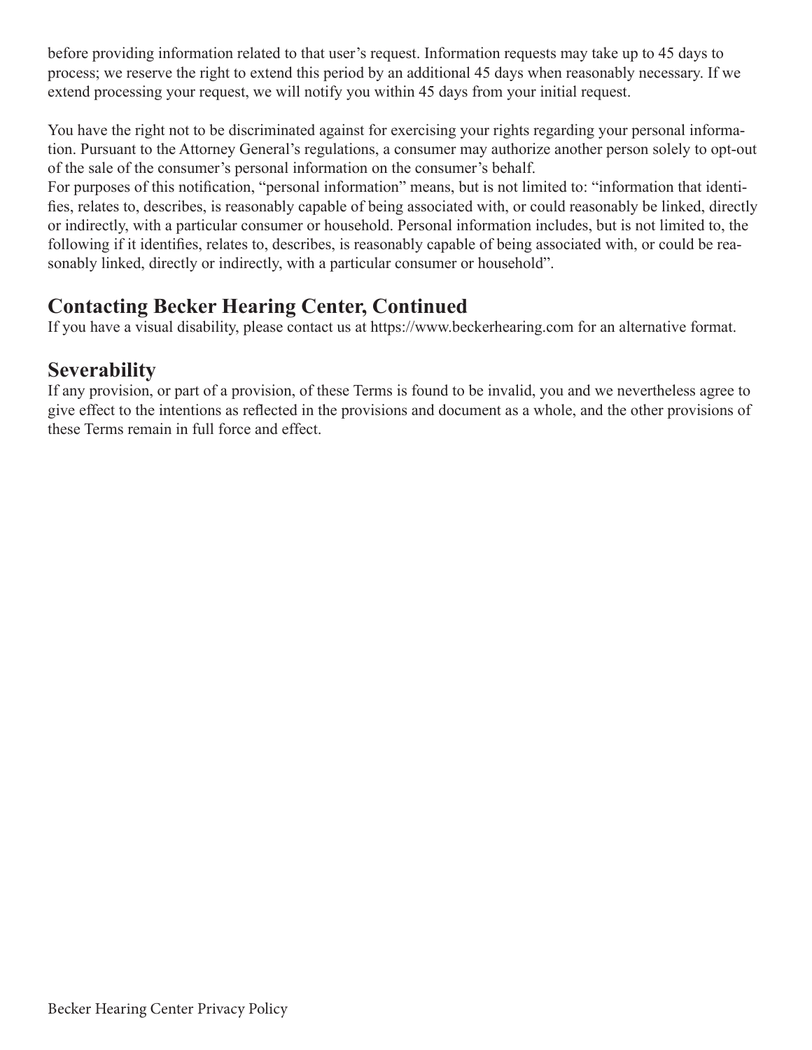before providing information related to that user's request. Information requests may take up to 45 days to process; we reserve the right to extend this period by an additional 45 days when reasonably necessary. If we extend processing your request, we will notify you within 45 days from your initial request.

You have the right not to be discriminated against for exercising your rights regarding your personal information. Pursuant to the Attorney General's regulations, a consumer may authorize another person solely to opt-out of the sale of the consumer's personal information on the consumer's behalf.
For purposes of this notification, "personal information" means, but is not limited to: "information that identifies, relates to, describes, is reasonably capable of being associated with, or could reasonably be linked, directly or indirectly, with a particular consumer or household. Personal information includes, but is not limited to, the following if it identifies, relates to, describes, is reasonably capable of being associated with, or could be reasonably linked, directly or indirectly, with a particular consumer or household".

## Contacting Becker Hearing Center, Continued

If you have a visual disability, please contact us at https://www.beckerhearing.com for an alternative format.

## Severability

If any provision, or part of a provision, of these Terms is found to be invalid, you and we nevertheless agree to give effect to the intentions as reflected in the provisions and document as a whole, and the other provisions of these Terms remain in full force and effect.